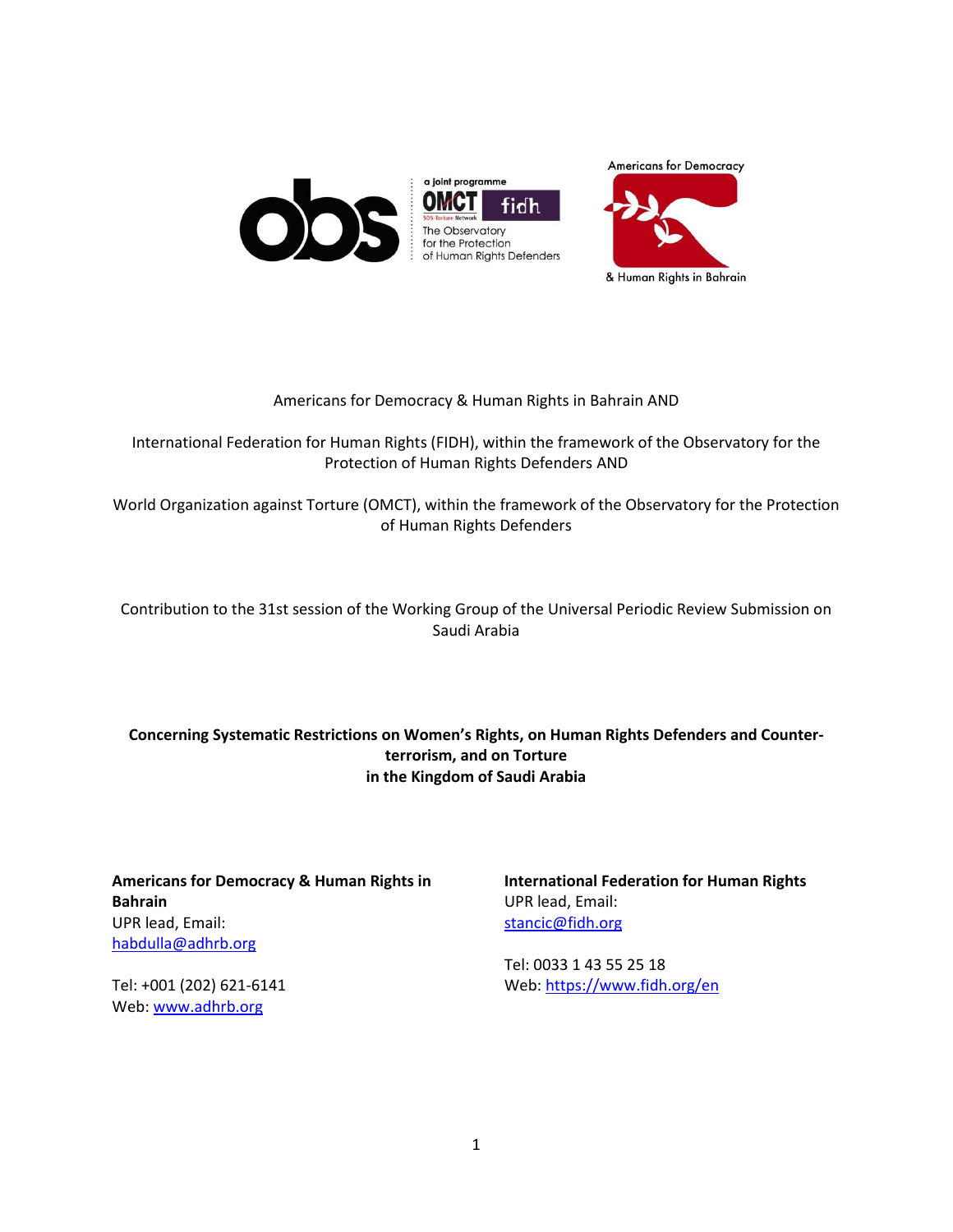Americans for Democracy & Human Rights in Bahrain AND

International Federation for Human Rights (FIDH), within the framework of the Observatory for the Protection of Human Rights Defenders AND

World Organization against Torture (OMCT), within the framework of the Observatory for the Protection of Human Rights Defenders

Contribution to the 31st session of the Working Group of the Universal Periodic Review Submission on Saudi Arabia

**Concerning Systematic Restrictions on Women's Rights, on Human Rights Defenders and Counter-terrorism, and on Torture in the Kingdom of Saudi Arabia**

**Americans for Democracy & Human Rights in Bahrain**
UPR lead, Email:
habdulla@adhrb.org

Tel: +001 (202) 621-6141
Web: www.adhrb.org

**International Federation for Human Rights**
UPR lead, Email:
stancic@fidh.org

Tel: 0033 1 43 55 25 18
Web: https://www.fidh.org/en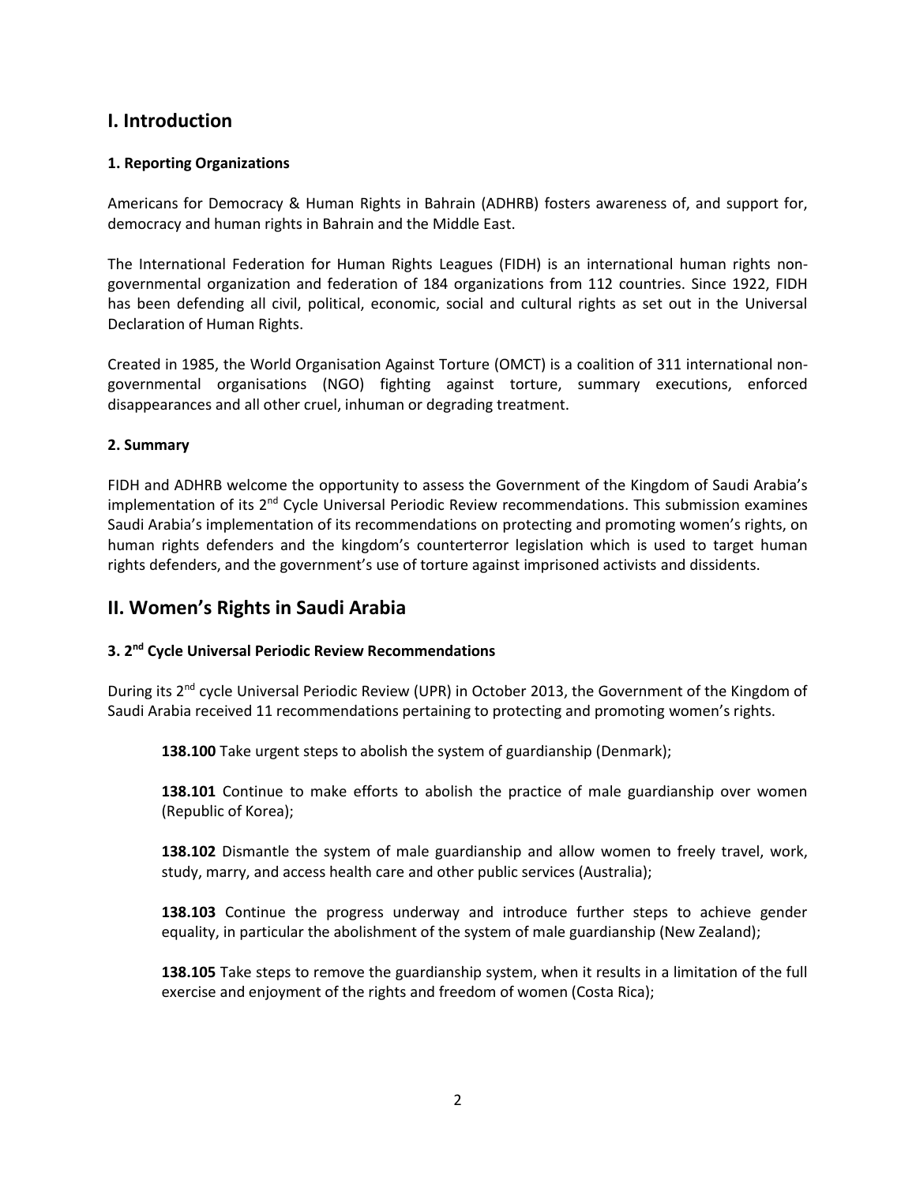## I. Introduction

### 1. Reporting Organizations

Americans for Democracy & Human Rights in Bahrain (ADHRB) fosters awareness of, and support for, democracy and human rights in Bahrain and the Middle East.

The International Federation for Human Rights Leagues (FIDH) is an international human rights non-governmental organization and federation of 184 organizations from 112 countries. Since 1922, FIDH has been defending all civil, political, economic, social and cultural rights as set out in the Universal Declaration of Human Rights.

Created in 1985, the World Organisation Against Torture (OMCT) is a coalition of 311 international non-governmental organisations (NGO) fighting against torture, summary executions, enforced disappearances and all other cruel, inhuman or degrading treatment.

### 2. Summary

FIDH and ADHRB welcome the opportunity to assess the Government of the Kingdom of Saudi Arabia's implementation of its 2nd Cycle Universal Periodic Review recommendations. This submission examines Saudi Arabia's implementation of its recommendations on protecting and promoting women's rights, on human rights defenders and the kingdom's counterterror legislation which is used to target human rights defenders, and the government's use of torture against imprisoned activists and dissidents.

## II. Women's Rights in Saudi Arabia

### 3. 2nd Cycle Universal Periodic Review Recommendations

During its 2nd cycle Universal Periodic Review (UPR) in October 2013, the Government of the Kingdom of Saudi Arabia received 11 recommendations pertaining to protecting and promoting women's rights.

> **138.100** Take urgent steps to abolish the system of guardianship (Denmark);
>
> **138.101** Continue to make efforts to abolish the practice of male guardianship over women (Republic of Korea);
>
> **138.102** Dismantle the system of male guardianship and allow women to freely travel, work, study, marry, and access health care and other public services (Australia);
>
> **138.103** Continue the progress underway and introduce further steps to achieve gender equality, in particular the abolishment of the system of male guardianship (New Zealand);
>
> **138.105** Take steps to remove the guardianship system, when it results in a limitation of the full exercise and enjoyment of the rights and freedom of women (Costa Rica);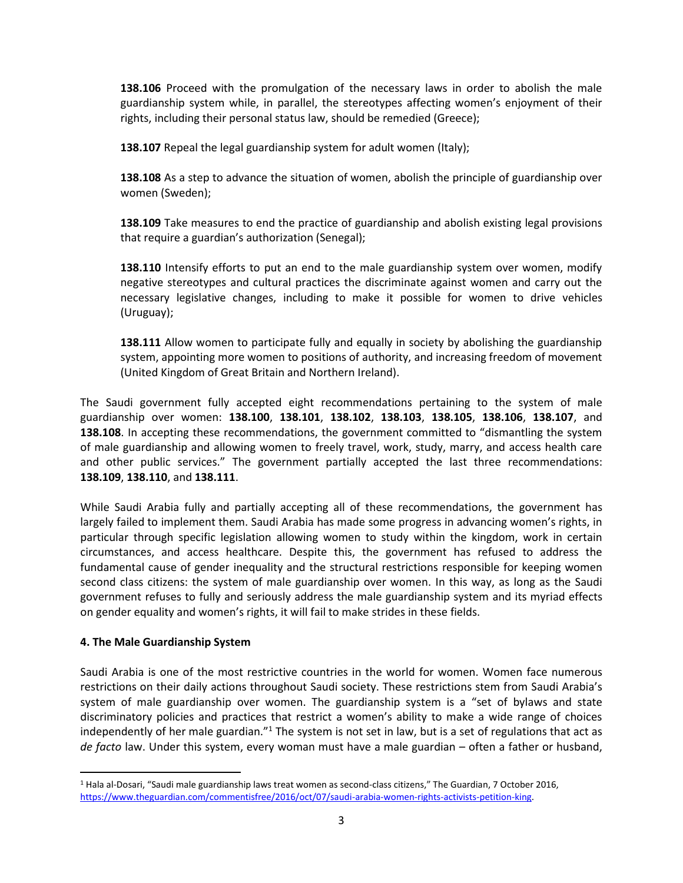**138.106** Proceed with the promulgation of the necessary laws in order to abolish the male guardianship system while, in parallel, the stereotypes affecting women's enjoyment of their rights, including their personal status law, should be remedied (Greece);

**138.107** Repeal the legal guardianship system for adult women (Italy);

**138.108** As a step to advance the situation of women, abolish the principle of guardianship over women (Sweden);

**138.109** Take measures to end the practice of guardianship and abolish existing legal provisions that require a guardian's authorization (Senegal);

**138.110** Intensify efforts to put an end to the male guardianship system over women, modify negative stereotypes and cultural practices the discriminate against women and carry out the necessary legislative changes, including to make it possible for women to drive vehicles (Uruguay);

**138.111** Allow women to participate fully and equally in society by abolishing the guardianship system, appointing more women to positions of authority, and increasing freedom of movement (United Kingdom of Great Britain and Northern Ireland).

The Saudi government fully accepted eight recommendations pertaining to the system of male guardianship over women: **138.100**, **138.101**, **138.102**, **138.103**, **138.105**, **138.106**, **138.107**, and **138.108**. In accepting these recommendations, the government committed to "dismantling the system of male guardianship and allowing women to freely travel, work, study, marry, and access health care and other public services." The government partially accepted the last three recommendations: **138.109**, **138.110**, and **138.111**.

While Saudi Arabia fully and partially accepting all of these recommendations, the government has largely failed to implement them. Saudi Arabia has made some progress in advancing women's rights, in particular through specific legislation allowing women to study within the kingdom, work in certain circumstances, and access healthcare. Despite this, the government has refused to address the fundamental cause of gender inequality and the structural restrictions responsible for keeping women second class citizens: the system of male guardianship over women. In this way, as long as the Saudi government refuses to fully and seriously address the male guardianship system and its myriad effects on gender equality and women's rights, it will fail to make strides in these fields.

### 4. The Male Guardianship System

Saudi Arabia is one of the most restrictive countries in the world for women. Women face numerous restrictions on their daily actions throughout Saudi society. These restrictions stem from Saudi Arabia's system of male guardianship over women. The guardianship system is a "set of bylaws and state discriminatory policies and practices that restrict a women's ability to make a wide range of choices independently of her male guardian."[1] The system is not set in law, but is a set of regulations that act as *de facto* law. Under this system, every woman must have a male guardian – often a father or husband,

[1] Hala al-Dosari, "Saudi male guardianship laws treat women as second-class citizens," The Guardian, 7 October 2016, https://www.theguardian.com/commentisfree/2016/oct/07/saudi-arabia-women-rights-activists-petition-king.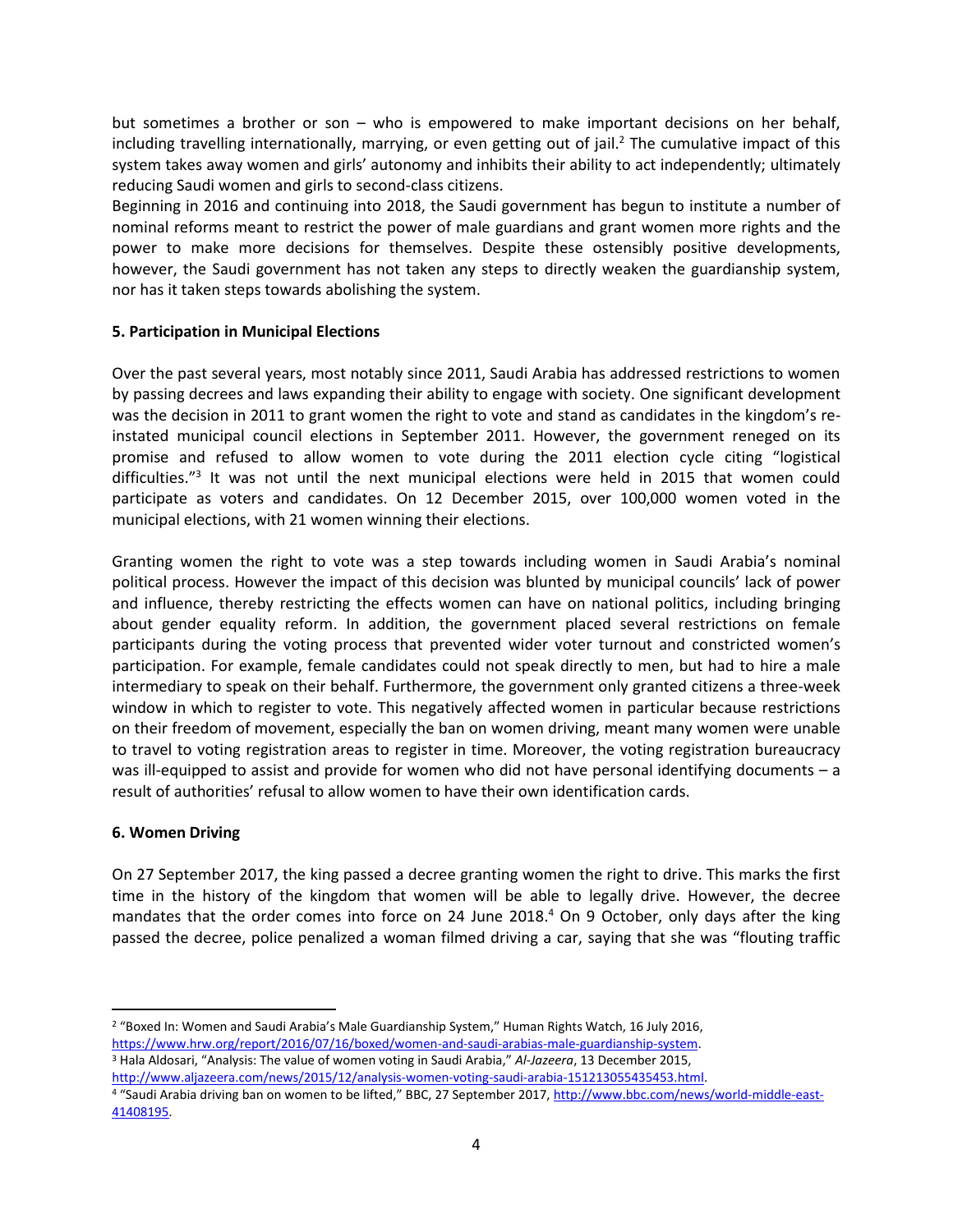but sometimes a brother or son – who is empowered to make important decisions on her behalf, including travelling internationally, marrying, or even getting out of jail.[2] The cumulative impact of this system takes away women and girls' autonomy and inhibits their ability to act independently; ultimately reducing Saudi women and girls to second-class citizens.

Beginning in 2016 and continuing into 2018, the Saudi government has begun to institute a number of nominal reforms meant to restrict the power of male guardians and grant women more rights and the power to make more decisions for themselves. Despite these ostensibly positive developments, however, the Saudi government has not taken any steps to directly weaken the guardianship system, nor has it taken steps towards abolishing the system.

**5. Participation in Municipal Elections**

Over the past several years, most notably since 2011, Saudi Arabia has addressed restrictions to women by passing decrees and laws expanding their ability to engage with society. One significant development was the decision in 2011 to grant women the right to vote and stand as candidates in the kingdom's re-instated municipal council elections in September 2011. However, the government reneged on its promise and refused to allow women to vote during the 2011 election cycle citing "logistical difficulties."[3] It was not until the next municipal elections were held in 2015 that women could participate as voters and candidates. On 12 December 2015, over 100,000 women voted in the municipal elections, with 21 women winning their elections.

Granting women the right to vote was a step towards including women in Saudi Arabia's nominal political process. However the impact of this decision was blunted by municipal councils' lack of power and influence, thereby restricting the effects women can have on national politics, including bringing about gender equality reform. In addition, the government placed several restrictions on female participants during the voting process that prevented wider voter turnout and constricted women's participation. For example, female candidates could not speak directly to men, but had to hire a male intermediary to speak on their behalf. Furthermore, the government only granted citizens a three-week window in which to register to vote. This negatively affected women in particular because restrictions on their freedom of movement, especially the ban on women driving, meant many women were unable to travel to voting registration areas to register in time. Moreover, the voting registration bureaucracy was ill-equipped to assist and provide for women who did not have personal identifying documents – a result of authorities' refusal to allow women to have their own identification cards.

**6. Women Driving**

On 27 September 2017, the king passed a decree granting women the right to drive. This marks the first time in the history of the kingdom that women will be able to legally drive. However, the decree mandates that the order comes into force on 24 June 2018.[4] On 9 October, only days after the king passed the decree, police penalized a woman filmed driving a car, saying that she was "flouting traffic

---

[2] "Boxed In: Women and Saudi Arabia's Male Guardianship System," Human Rights Watch, 16 July 2016, https://www.hrw.org/report/2016/07/16/boxed/women-and-saudi-arabias-male-guardianship-system.

[3] Hala Aldosari, "Analysis: The value of women voting in Saudi Arabia," *Al-Jazeera*, 13 December 2015, http://www.aljazeera.com/news/2015/12/analysis-women-voting-saudi-arabia-151213055435453.html.

[4] "Saudi Arabia driving ban on women to be lifted," BBC, 27 September 2017, http://www.bbc.com/news/world-middle-east-41408195.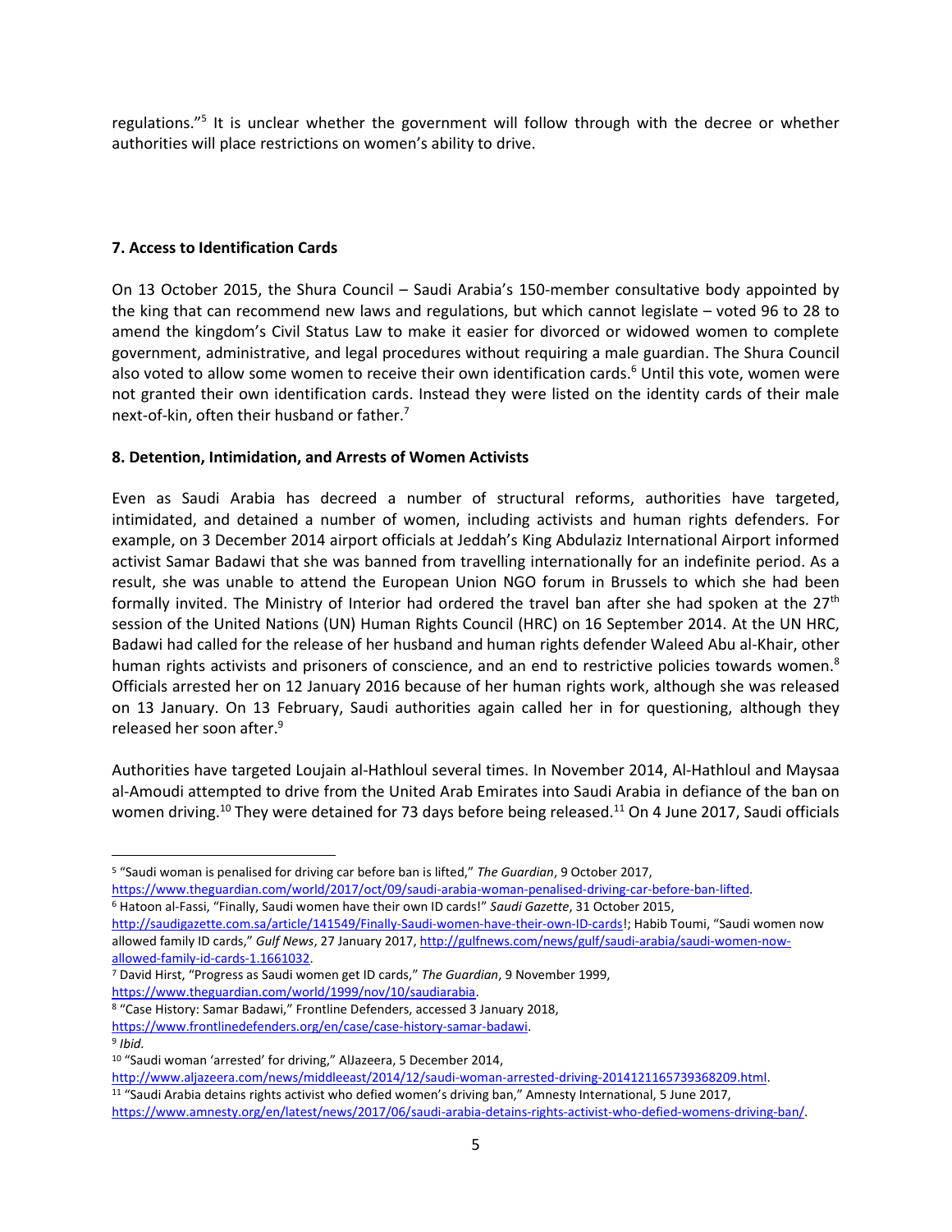regulations."[5] It is unclear whether the government will follow through with the decree or whether authorities will place restrictions on women's ability to drive.

**7. Access to Identification Cards**

On 13 October 2015, the Shura Council – Saudi Arabia's 150-member consultative body appointed by the king that can recommend new laws and regulations, but which cannot legislate – voted 96 to 28 to amend the kingdom's Civil Status Law to make it easier for divorced or widowed women to complete government, administrative, and legal procedures without requiring a male guardian. The Shura Council also voted to allow some women to receive their own identification cards.[6] Until this vote, women were not granted their own identification cards. Instead they were listed on the identity cards of their male next-of-kin, often their husband or father.[7]

**8. Detention, Intimidation, and Arrests of Women Activists**

Even as Saudi Arabia has decreed a number of structural reforms, authorities have targeted, intimidated, and detained a number of women, including activists and human rights defenders. For example, on 3 December 2014 airport officials at Jeddah's King Abdulaziz International Airport informed activist Samar Badawi that she was banned from travelling internationally for an indefinite period. As a result, she was unable to attend the European Union NGO forum in Brussels to which she had been formally invited. The Ministry of Interior had ordered the travel ban after she had spoken at the 27th session of the United Nations (UN) Human Rights Council (HRC) on 16 September 2014. At the UN HRC, Badawi had called for the release of her husband and human rights defender Waleed Abu al-Khair, other human rights activists and prisoners of conscience, and an end to restrictive policies towards women.[8] Officials arrested her on 12 January 2016 because of her human rights work, although she was released on 13 January. On 13 February, Saudi authorities again called her in for questioning, although they released her soon after.[9]

Authorities have targeted Loujain al-Hathloul several times. In November 2014, Al-Hathloul and Maysaa al-Amoudi attempted to drive from the United Arab Emirates into Saudi Arabia in defiance of the ban on women driving.[10] They were detained for 73 days before being released.[11] On 4 June 2017, Saudi officials

---

[5] "Saudi woman is penalised for driving car before ban is lifted," *The Guardian*, 9 October 2017, https://www.theguardian.com/world/2017/oct/09/saudi-arabia-woman-penalised-driving-car-before-ban-lifted.

[6] Hatoon al-Fassi, "Finally, Saudi women have their own ID cards!" *Saudi Gazette*, 31 October 2015, http://saudigazette.com.sa/article/141549/Finally-Saudi-women-have-their-own-ID-cards!; Habib Toumi, "Saudi women now allowed family ID cards," *Gulf News*, 27 January 2017, http://gulfnews.com/news/gulf/saudi-arabia/saudi-women-now-allowed-family-id-cards-1.1661032.

[7] David Hirst, "Progress as Saudi women get ID cards," *The Guardian*, 9 November 1999, https://www.theguardian.com/world/1999/nov/10/saudiarabia.

[8] "Case History: Samar Badawi," Frontline Defenders, accessed 3 January 2018, https://www.frontlinedefenders.org/en/case/case-history-samar-badawi.

[9] *Ibid.*

[10] "Saudi woman 'arrested' for driving," AlJazeera, 5 December 2014, http://www.aljazeera.com/news/middleeast/2014/12/saudi-woman-arrested-driving-2014121165739368209.html.

[11] "Saudi Arabia detains rights activist who defied women's driving ban," Amnesty International, 5 June 2017, https://www.amnesty.org/en/latest/news/2017/06/saudi-arabia-detains-rights-activist-who-defied-womens-driving-ban/.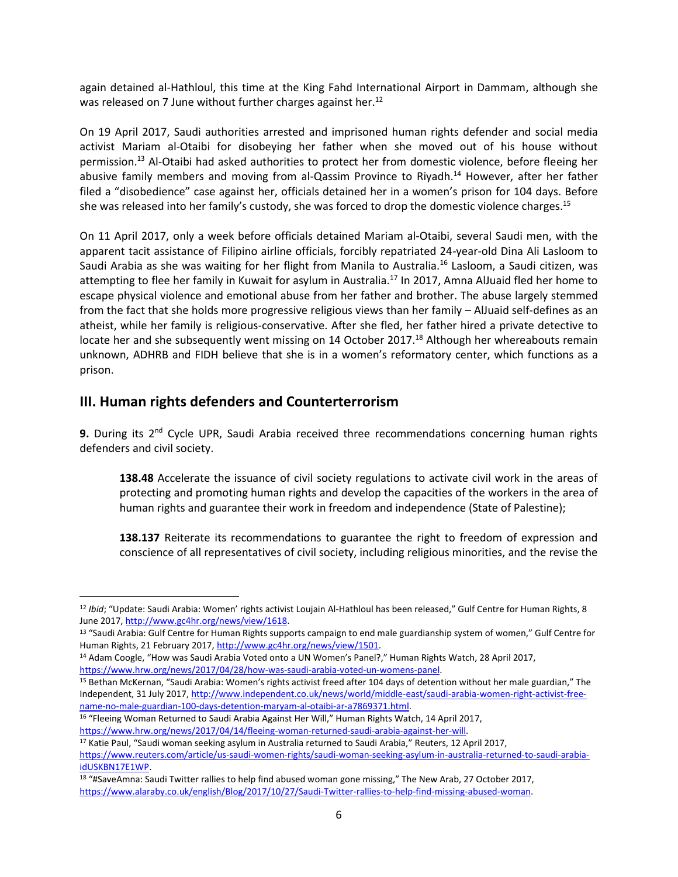again detained al-Hathloul, this time at the King Fahd International Airport in Dammam, although she was released on 7 June without further charges against her.[12]

On 19 April 2017, Saudi authorities arrested and imprisoned human rights defender and social media activist Mariam al-Otaibi for disobeying her father when she moved out of his house without permission.[13] Al-Otaibi had asked authorities to protect her from domestic violence, before fleeing her abusive family members and moving from al-Qassim Province to Riyadh.[14] However, after her father filed a "disobedience" case against her, officials detained her in a women's prison for 104 days. Before she was released into her family's custody, she was forced to drop the domestic violence charges.[15]

On 11 April 2017, only a week before officials detained Mariam al-Otaibi, several Saudi men, with the apparent tacit assistance of Filipino airline officials, forcibly repatriated 24-year-old Dina Ali Lasloom to Saudi Arabia as she was waiting for her flight from Manila to Australia.[16] Lasloom, a Saudi citizen, was attempting to flee her family in Kuwait for asylum in Australia.[17] In 2017, Amna AlJuaid fled her home to escape physical violence and emotional abuse from her father and brother. The abuse largely stemmed from the fact that she holds more progressive religious views than her family – AlJuaid self-defines as an atheist, while her family is religious-conservative. After she fled, her father hired a private detective to locate her and she subsequently went missing on 14 October 2017.[18] Although her whereabouts remain unknown, ADHRB and FIDH believe that she is in a women's reformatory center, which functions as a prison.

## III. Human rights defenders and Counterterrorism

**9.** During its 2nd Cycle UPR, Saudi Arabia received three recommendations concerning human rights defenders and civil society.

> **138.48** Accelerate the issuance of civil society regulations to activate civil work in the areas of protecting and promoting human rights and develop the capacities of the workers in the area of human rights and guarantee their work in freedom and independence (State of Palestine);
>
> **138.137** Reiterate its recommendations to guarantee the right to freedom of expression and conscience of all representatives of civil society, including religious minorities, and the revise the

---

[12] *Ibid*; "Update: Saudi Arabia: Women' rights activist Loujain Al-Hathloul has been released," Gulf Centre for Human Rights, 8 June 2017, http://www.gc4hr.org/news/view/1618.

[13] "Saudi Arabia: Gulf Centre for Human Rights supports campaign to end male guardianship system of women," Gulf Centre for Human Rights, 21 February 2017, http://www.gc4hr.org/news/view/1501.

[14] Adam Coogle, "How was Saudi Arabia Voted onto a UN Women's Panel?," Human Rights Watch, 28 April 2017, https://www.hrw.org/news/2017/04/28/how-was-saudi-arabia-voted-un-womens-panel.

[15] Bethan McKernan, "Saudi Arabia: Women's rights activist freed after 104 days of detention without her male guardian," The Independent, 31 July 2017, http://www.independent.co.uk/news/world/middle-east/saudi-arabia-women-right-activist-free-name-no-male-guardian-100-days-detention-maryam-al-otaibi-ar-a7869371.html.

[16] "Fleeing Woman Returned to Saudi Arabia Against Her Will," Human Rights Watch, 14 April 2017, https://www.hrw.org/news/2017/04/14/fleeing-woman-returned-saudi-arabia-against-her-will.

[17] Katie Paul, "Saudi woman seeking asylum in Australia returned to Saudi Arabia," Reuters, 12 April 2017, https://www.reuters.com/article/us-saudi-women-rights/saudi-woman-seeking-asylum-in-australia-returned-to-saudi-arabia-idUSKBN17E1WP.

[18] "#SaveAmna: Saudi Twitter rallies to help find abused woman gone missing," The New Arab, 27 October 2017, https://www.alaraby.co.uk/english/Blog/2017/10/27/Saudi-Twitter-rallies-to-help-find-missing-abused-woman.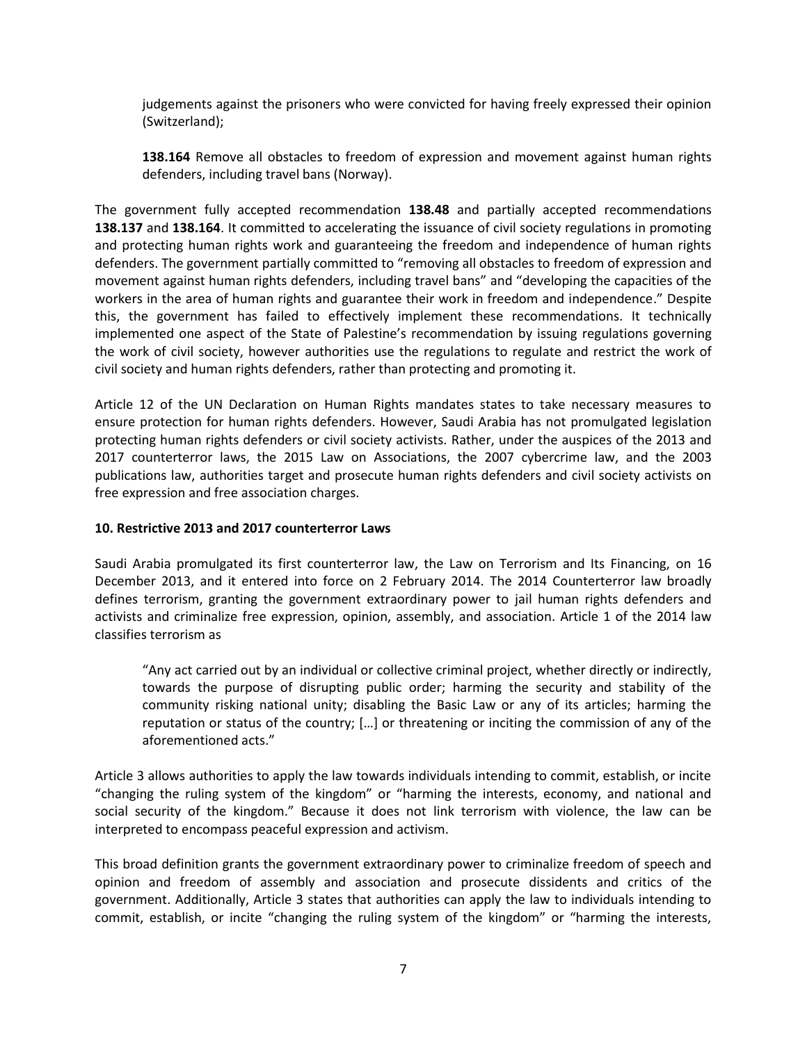> judgements against the prisoners who were convicted for having freely expressed their opinion (Switzerland);
>
> **138.164** Remove all obstacles to freedom of expression and movement against human rights defenders, including travel bans (Norway).

The government fully accepted recommendation **138.48** and partially accepted recommendations **138.137** and **138.164**. It committed to accelerating the issuance of civil society regulations in promoting and protecting human rights work and guaranteeing the freedom and independence of human rights defenders. The government partially committed to "removing all obstacles to freedom of expression and movement against human rights defenders, including travel bans" and "developing the capacities of the workers in the area of human rights and guarantee their work in freedom and independence." Despite this, the government has failed to effectively implement these recommendations. It technically implemented one aspect of the State of Palestine's recommendation by issuing regulations governing the work of civil society, however authorities use the regulations to regulate and restrict the work of civil society and human rights defenders, rather than protecting and promoting it.

Article 12 of the UN Declaration on Human Rights mandates states to take necessary measures to ensure protection for human rights defenders. However, Saudi Arabia has not promulgated legislation protecting human rights defenders or civil society activists. Rather, under the auspices of the 2013 and 2017 counterterror laws, the 2015 Law on Associations, the 2007 cybercrime law, and the 2003 publications law, authorities target and prosecute human rights defenders and civil society activists on free expression and free association charges.

**10. Restrictive 2013 and 2017 counterterror Laws**

Saudi Arabia promulgated its first counterterror law, the Law on Terrorism and Its Financing, on 16 December 2013, and it entered into force on 2 February 2014. The 2014 Counterterror law broadly defines terrorism, granting the government extraordinary power to jail human rights defenders and activists and criminalize free expression, opinion, assembly, and association. Article 1 of the 2014 law classifies terrorism as

> "Any act carried out by an individual or collective criminal project, whether directly or indirectly, towards the purpose of disrupting public order; harming the security and stability of the community risking national unity; disabling the Basic Law or any of its articles; harming the reputation or status of the country; […] or threatening or inciting the commission of any of the aforementioned acts."

Article 3 allows authorities to apply the law towards individuals intending to commit, establish, or incite "changing the ruling system of the kingdom" or "harming the interests, economy, and national and social security of the kingdom." Because it does not link terrorism with violence, the law can be interpreted to encompass peaceful expression and activism.

This broad definition grants the government extraordinary power to criminalize freedom of speech and opinion and freedom of assembly and association and prosecute dissidents and critics of the government. Additionally, Article 3 states that authorities can apply the law to individuals intending to commit, establish, or incite "changing the ruling system of the kingdom" or "harming the interests,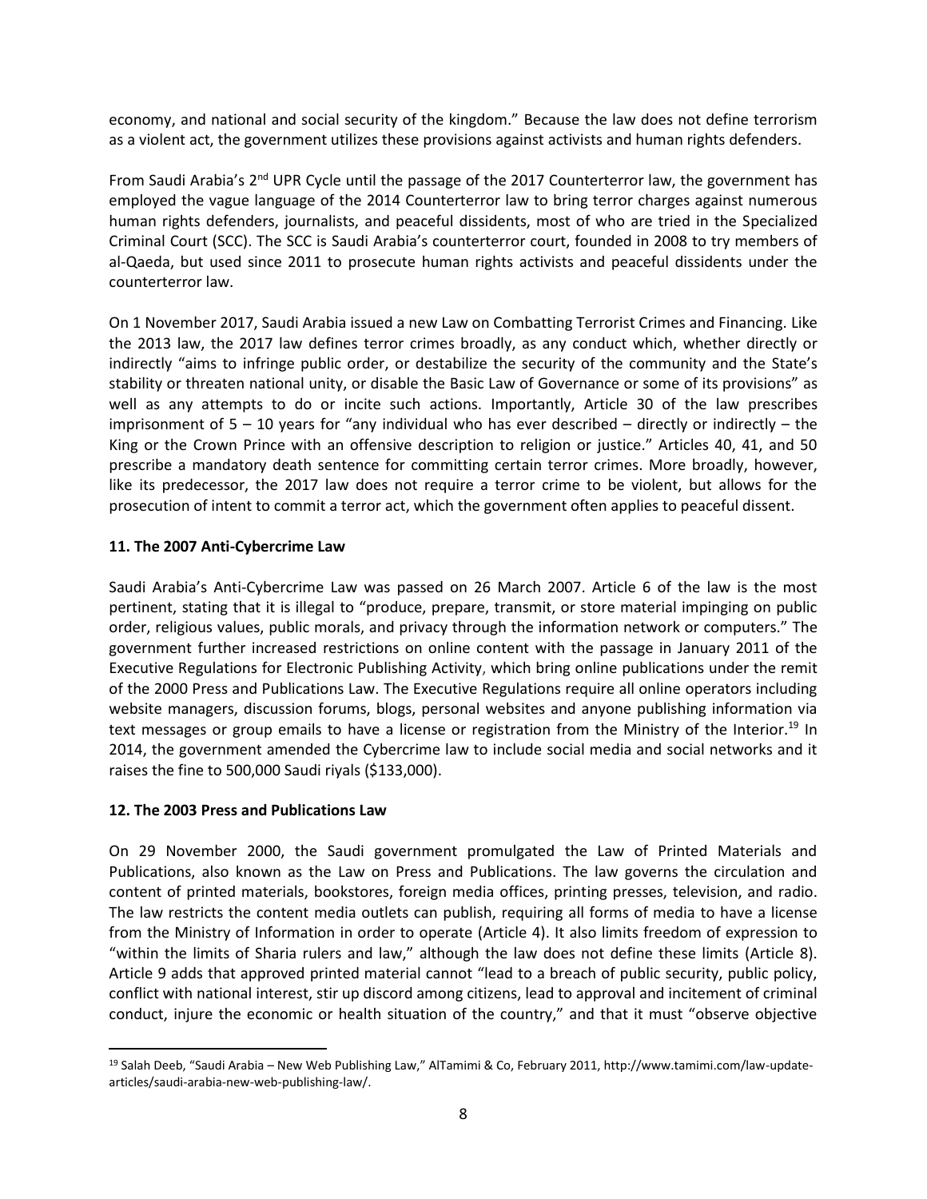economy, and national and social security of the kingdom." Because the law does not define terrorism as a violent act, the government utilizes these provisions against activists and human rights defenders.

From Saudi Arabia's 2nd UPR Cycle until the passage of the 2017 Counterterror law, the government has employed the vague language of the 2014 Counterterror law to bring terror charges against numerous human rights defenders, journalists, and peaceful dissidents, most of who are tried in the Specialized Criminal Court (SCC). The SCC is Saudi Arabia's counterterror court, founded in 2008 to try members of al-Qaeda, but used since 2011 to prosecute human rights activists and peaceful dissidents under the counterterror law.

On 1 November 2017, Saudi Arabia issued a new Law on Combatting Terrorist Crimes and Financing. Like the 2013 law, the 2017 law defines terror crimes broadly, as any conduct which, whether directly or indirectly "aims to infringe public order, or destabilize the security of the community and the State's stability or threaten national unity, or disable the Basic Law of Governance or some of its provisions" as well as any attempts to do or incite such actions. Importantly, Article 30 of the law prescribes imprisonment of 5 – 10 years for "any individual who has ever described – directly or indirectly – the King or the Crown Prince with an offensive description to religion or justice." Articles 40, 41, and 50 prescribe a mandatory death sentence for committing certain terror crimes. More broadly, however, like its predecessor, the 2017 law does not require a terror crime to be violent, but allows for the prosecution of intent to commit a terror act, which the government often applies to peaceful dissent.

**11. The 2007 Anti-Cybercrime Law**

Saudi Arabia's Anti-Cybercrime Law was passed on 26 March 2007. Article 6 of the law is the most pertinent, stating that it is illegal to "produce, prepare, transmit, or store material impinging on public order, religious values, public morals, and privacy through the information network or computers." The government further increased restrictions on online content with the passage in January 2011 of the Executive Regulations for Electronic Publishing Activity, which bring online publications under the remit of the 2000 Press and Publications Law. The Executive Regulations require all online operators including website managers, discussion forums, blogs, personal websites and anyone publishing information via text messages or group emails to have a license or registration from the Ministry of the Interior.[19] In 2014, the government amended the Cybercrime law to include social media and social networks and it raises the fine to 500,000 Saudi riyals ($133,000).

**12. The 2003 Press and Publications Law**

On 29 November 2000, the Saudi government promulgated the Law of Printed Materials and Publications, also known as the Law on Press and Publications. The law governs the circulation and content of printed materials, bookstores, foreign media offices, printing presses, television, and radio. The law restricts the content media outlets can publish, requiring all forms of media to have a license from the Ministry of Information in order to operate (Article 4). It also limits freedom of expression to "within the limits of Sharia rulers and law," although the law does not define these limits (Article 8). Article 9 adds that approved printed material cannot "lead to a breach of public security, public policy, conflict with national interest, stir up discord among citizens, lead to approval and incitement of criminal conduct, injure the economic or health situation of the country," and that it must "observe objective

[19] Salah Deeb, "Saudi Arabia – New Web Publishing Law," AlTamimi & Co, February 2011, http://www.tamimi.com/law-update-articles/saudi-arabia-new-web-publishing-law/.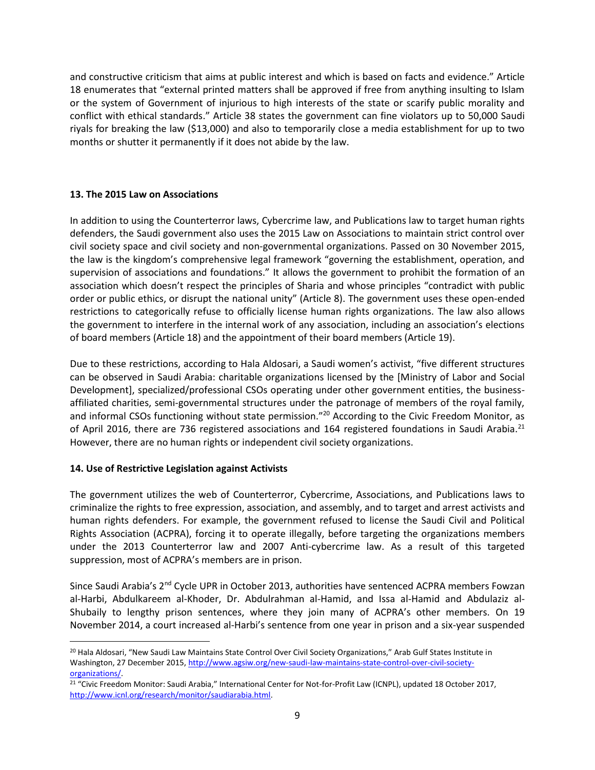and constructive criticism that aims at public interest and which is based on facts and evidence." Article 18 enumerates that "external printed matters shall be approved if free from anything insulting to Islam or the system of Government of injurious to high interests of the state or scarify public morality and conflict with ethical standards." Article 38 states the government can fine violators up to 50,000 Saudi riyals for breaking the law ($13,000) and also to temporarily close a media establishment for up to two months or shutter it permanently if it does not abide by the law.

**13. The 2015 Law on Associations**

In addition to using the Counterterror laws, Cybercrime law, and Publications law to target human rights defenders, the Saudi government also uses the 2015 Law on Associations to maintain strict control over civil society space and civil society and non-governmental organizations. Passed on 30 November 2015, the law is the kingdom's comprehensive legal framework "governing the establishment, operation, and supervision of associations and foundations." It allows the government to prohibit the formation of an association which doesn't respect the principles of Sharia and whose principles "contradict with public order or public ethics, or disrupt the national unity" (Article 8). The government uses these open-ended restrictions to categorically refuse to officially license human rights organizations. The law also allows the government to interfere in the internal work of any association, including an association's elections of board members (Article 18) and the appointment of their board members (Article 19).

Due to these restrictions, according to Hala Aldosari, a Saudi women's activist, "five different structures can be observed in Saudi Arabia: charitable organizations licensed by the [Ministry of Labor and Social Development], specialized/professional CSOs operating under other government entities, the business-affiliated charities, semi-governmental structures under the patronage of members of the royal family, and informal CSOs functioning without state permission."[20] According to the Civic Freedom Monitor, as of April 2016, there are 736 registered associations and 164 registered foundations in Saudi Arabia.[21] However, there are no human rights or independent civil society organizations.

**14. Use of Restrictive Legislation against Activists**

The government utilizes the web of Counterterror, Cybercrime, Associations, and Publications laws to criminalize the rights to free expression, association, and assembly, and to target and arrest activists and human rights defenders. For example, the government refused to license the Saudi Civil and Political Rights Association (ACPRA), forcing it to operate illegally, before targeting the organizations members under the 2013 Counterterror law and 2007 Anti-cybercrime law. As a result of this targeted suppression, most of ACPRA's members are in prison.

Since Saudi Arabia's 2nd Cycle UPR in October 2013, authorities have sentenced ACPRA members Fowzan al-Harbi, Abdulkareem al-Khoder, Dr. Abdulrahman al-Hamid, and Issa al-Hamid and Abdulaziz al-Shubaily to lengthy prison sentences, where they join many of ACPRA's other members. On 19 November 2014, a court increased al-Harbi's sentence from one year in prison and a six-year suspended

---

[20] Hala Aldosari, "New Saudi Law Maintains State Control Over Civil Society Organizations," Arab Gulf States Institute in Washington, 27 December 2015, http://www.agsiw.org/new-saudi-law-maintains-state-control-over-civil-society-organizations/.

[21] "Civic Freedom Monitor: Saudi Arabia," International Center for Not-for-Profit Law (ICNPL), updated 18 October 2017, http://www.icnl.org/research/monitor/saudiarabia.html.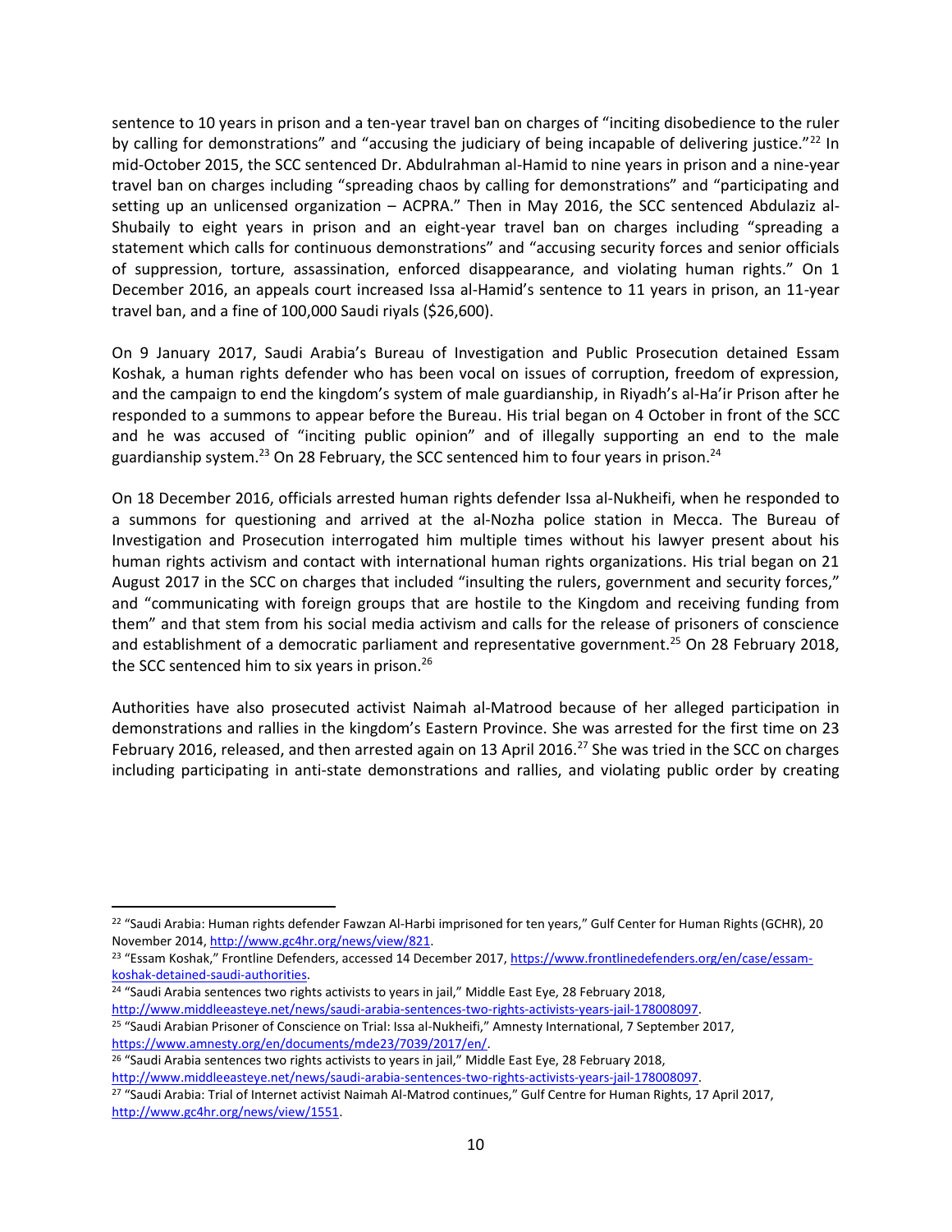sentence to 10 years in prison and a ten-year travel ban on charges of "inciting disobedience to the ruler by calling for demonstrations" and "accusing the judiciary of being incapable of delivering justice."[22] In mid-October 2015, the SCC sentenced Dr. Abdulrahman al-Hamid to nine years in prison and a nine-year travel ban on charges including "spreading chaos by calling for demonstrations" and "participating and setting up an unlicensed organization – ACPRA." Then in May 2016, the SCC sentenced Abdulaziz al-Shubaily to eight years in prison and an eight-year travel ban on charges including "spreading a statement which calls for continuous demonstrations" and "accusing security forces and senior officials of suppression, torture, assassination, enforced disappearance, and violating human rights." On 1 December 2016, an appeals court increased Issa al-Hamid's sentence to 11 years in prison, an 11-year travel ban, and a fine of 100,000 Saudi riyals ($26,600).

On 9 January 2017, Saudi Arabia's Bureau of Investigation and Public Prosecution detained Essam Koshak, a human rights defender who has been vocal on issues of corruption, freedom of expression, and the campaign to end the kingdom's system of male guardianship, in Riyadh's al-Ha'ir Prison after he responded to a summons to appear before the Bureau. His trial began on 4 October in front of the SCC and he was accused of "inciting public opinion" and of illegally supporting an end to the male guardianship system.[23] On 28 February, the SCC sentenced him to four years in prison.[24]

On 18 December 2016, officials arrested human rights defender Issa al-Nukheifi, when he responded to a summons for questioning and arrived at the al-Nozha police station in Mecca. The Bureau of Investigation and Prosecution interrogated him multiple times without his lawyer present about his human rights activism and contact with international human rights organizations. His trial began on 21 August 2017 in the SCC on charges that included "insulting the rulers, government and security forces," and "communicating with foreign groups that are hostile to the Kingdom and receiving funding from them" and that stem from his social media activism and calls for the release of prisoners of conscience and establishment of a democratic parliament and representative government.[25] On 28 February 2018, the SCC sentenced him to six years in prison.[26]

Authorities have also prosecuted activist Naimah al-Matrood because of her alleged participation in demonstrations and rallies in the kingdom's Eastern Province. She was arrested for the first time on 23 February 2016, released, and then arrested again on 13 April 2016.[27] She was tried in the SCC on charges including participating in anti-state demonstrations and rallies, and violating public order by creating

---

[22] "Saudi Arabia: Human rights defender Fawzan Al-Harbi imprisoned for ten years," Gulf Center for Human Rights (GCHR), 20 November 2014, http://www.gc4hr.org/news/view/821.

[23] "Essam Koshak," Frontline Defenders, accessed 14 December 2017, https://www.frontlinedefenders.org/en/case/essam-koshak-detained-saudi-authorities.

[24] "Saudi Arabia sentences two rights activists to years in jail," Middle East Eye, 28 February 2018, http://www.middleeasteye.net/news/saudi-arabia-sentences-two-rights-activists-years-jail-178008097.

[25] "Saudi Arabian Prisoner of Conscience on Trial: Issa al-Nukheifi," Amnesty International, 7 September 2017, https://www.amnesty.org/en/documents/mde23/7039/2017/en/.

[26] "Saudi Arabia sentences two rights activists to years in jail," Middle East Eye, 28 February 2018, http://www.middleeasteye.net/news/saudi-arabia-sentences-two-rights-activists-years-jail-178008097.

[27] "Saudi Arabia: Trial of Internet activist Naimah Al-Matrod continues," Gulf Centre for Human Rights, 17 April 2017, http://www.gc4hr.org/news/view/1551.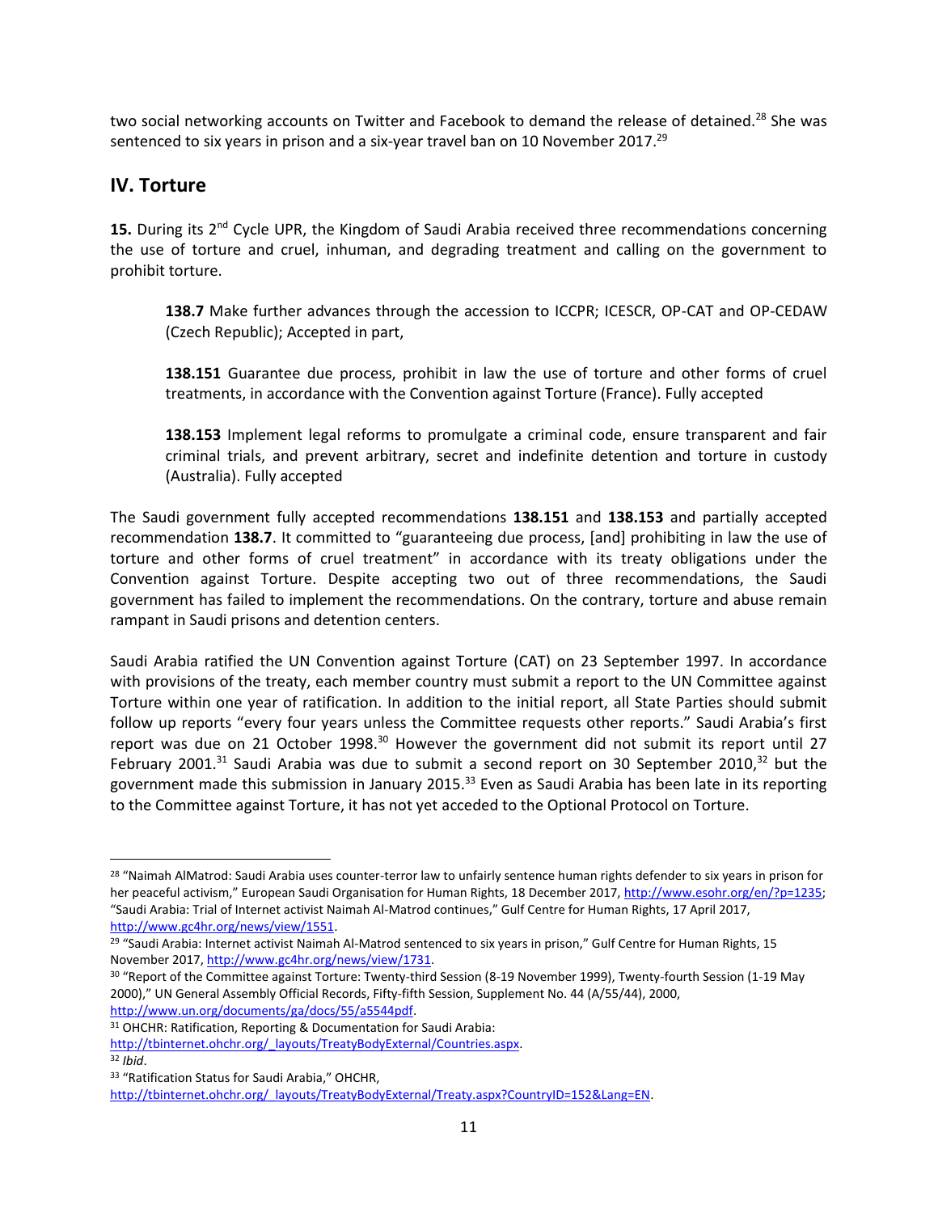two social networking accounts on Twitter and Facebook to demand the release of detained.[28] She was sentenced to six years in prison and a six-year travel ban on 10 November 2017.[29]

## IV. Torture

**15.** During its 2nd Cycle UPR, the Kingdom of Saudi Arabia received three recommendations concerning the use of torture and cruel, inhuman, and degrading treatment and calling on the government to prohibit torture.

> **138.7** Make further advances through the accession to ICCPR; ICESCR, OP-CAT and OP-CEDAW (Czech Republic); Accepted in part,
>
> **138.151** Guarantee due process, prohibit in law the use of torture and other forms of cruel treatments, in accordance with the Convention against Torture (France). Fully accepted
>
> **138.153** Implement legal reforms to promulgate a criminal code, ensure transparent and fair criminal trials, and prevent arbitrary, secret and indefinite detention and torture in custody (Australia). Fully accepted

The Saudi government fully accepted recommendations **138.151** and **138.153** and partially accepted recommendation **138.7**. It committed to "guaranteeing due process, [and] prohibiting in law the use of torture and other forms of cruel treatment" in accordance with its treaty obligations under the Convention against Torture. Despite accepting two out of three recommendations, the Saudi government has failed to implement the recommendations. On the contrary, torture and abuse remain rampant in Saudi prisons and detention centers.

Saudi Arabia ratified the UN Convention against Torture (CAT) on 23 September 1997. In accordance with provisions of the treaty, each member country must submit a report to the UN Committee against Torture within one year of ratification. In addition to the initial report, all State Parties should submit follow up reports "every four years unless the Committee requests other reports." Saudi Arabia's first report was due on 21 October 1998.[30] However the government did not submit its report until 27 February 2001.[31] Saudi Arabia was due to submit a second report on 30 September 2010,[32] but the government made this submission in January 2015.[33] Even as Saudi Arabia has been late in its reporting to the Committee against Torture, it has not yet acceded to the Optional Protocol on Torture.

---

[28] "Naimah AlMatrod: Saudi Arabia uses counter-terror law to unfairly sentence human rights defender to six years in prison for her peaceful activism," European Saudi Organisation for Human Rights, 18 December 2017, http://www.esohr.org/en/?p=1235; "Saudi Arabia: Trial of Internet activist Naimah Al-Matrod continues," Gulf Centre for Human Rights, 17 April 2017, http://www.gc4hr.org/news/view/1551.

[29] "Saudi Arabia: Internet activist Naimah Al-Matrod sentenced to six years in prison," Gulf Centre for Human Rights, 15 November 2017, http://www.gc4hr.org/news/view/1731.

[30] "Report of the Committee against Torture: Twenty-third Session (8-19 November 1999), Twenty-fourth Session (1-19 May 2000)," UN General Assembly Official Records, Fifty-fifth Session, Supplement No. 44 (A/55/44), 2000, http://www.un.org/documents/ga/docs/55/a5544pdf.

[31] OHCHR: Ratification, Reporting & Documentation for Saudi Arabia: http://tbinternet.ohchr.org/_layouts/TreatyBodyExternal/Countries.aspx.

[32] *Ibid*.

[33] "Ratification Status for Saudi Arabia," OHCHR, http://tbinternet.ohchr.org/_layouts/TreatyBodyExternal/Treaty.aspx?CountryID=152&Lang=EN.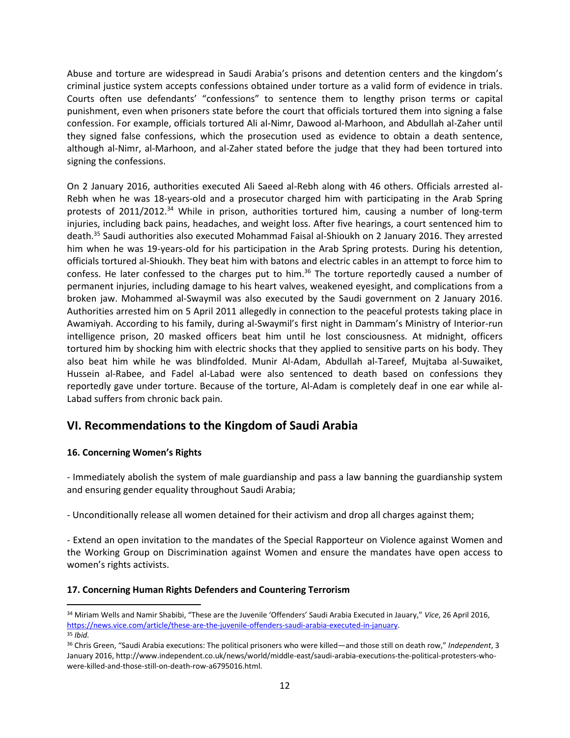Abuse and torture are widespread in Saudi Arabia's prisons and detention centers and the kingdom's criminal justice system accepts confessions obtained under torture as a valid form of evidence in trials. Courts often use defendants' "confessions" to sentence them to lengthy prison terms or capital punishment, even when prisoners state before the court that officials tortured them into signing a false confession. For example, officials tortured Ali al-Nimr, Dawood al-Marhoon, and Abdullah al-Zaher until they signed false confessions, which the prosecution used as evidence to obtain a death sentence, although al-Nimr, al-Marhoon, and al-Zaher stated before the judge that they had been tortured into signing the confessions.

On 2 January 2016, authorities executed Ali Saeed al-Rebh along with 46 others. Officials arrested al-Rebh when he was 18-years-old and a prosecutor charged him with participating in the Arab Spring protests of 2011/2012.[34] While in prison, authorities tortured him, causing a number of long-term injuries, including back pains, headaches, and weight loss. After five hearings, a court sentenced him to death.[35] Saudi authorities also executed Mohammad Faisal al-Shioukh on 2 January 2016. They arrested him when he was 19-years-old for his participation in the Arab Spring protests. During his detention, officials tortured al-Shioukh. They beat him with batons and electric cables in an attempt to force him to confess. He later confessed to the charges put to him.[36] The torture reportedly caused a number of permanent injuries, including damage to his heart valves, weakened eyesight, and complications from a broken jaw. Mohammed al-Swaymil was also executed by the Saudi government on 2 January 2016. Authorities arrested him on 5 April 2011 allegedly in connection to the peaceful protests taking place in Awamiyah. According to his family, during al-Swaymil's first night in Dammam's Ministry of Interior-run intelligence prison, 20 masked officers beat him until he lost consciousness. At midnight, officers tortured him by shocking him with electric shocks that they applied to sensitive parts on his body. They also beat him while he was blindfolded. Munir Al-Adam, Abdullah al-Tareef, Mujtaba al-Suwaiket, Hussein al-Rabee, and Fadel al-Labad were also sentenced to death based on confessions they reportedly gave under torture. Because of the torture, Al-Adam is completely deaf in one ear while al-Labad suffers from chronic back pain.

## VI. Recommendations to the Kingdom of Saudi Arabia

**16. Concerning Women's Rights**

- Immediately abolish the system of male guardianship and pass a law banning the guardianship system and ensuring gender equality throughout Saudi Arabia;

- Unconditionally release all women detained for their activism and drop all charges against them;

- Extend an open invitation to the mandates of the Special Rapporteur on Violence against Women and the Working Group on Discrimination against Women and ensure the mandates have open access to women's rights activists.

**17. Concerning Human Rights Defenders and Countering Terrorism**

---

[34] Miriam Wells and Namir Shabibi, "These are the Juvenile 'Offenders' Saudi Arabia Executed in Jauary," *Vice*, 26 April 2016, https://news.vice.com/article/these-are-the-juvenile-offenders-saudi-arabia-executed-in-january.

[35] *Ibid.*

[36] Chris Green, "Saudi Arabia executions: The political prisoners who were killed—and those still on death row," *Independent*, 3 January 2016, http://www.independent.co.uk/news/world/middle-east/saudi-arabia-executions-the-political-protesters-who-were-killed-and-those-still-on-death-row-a6795016.html.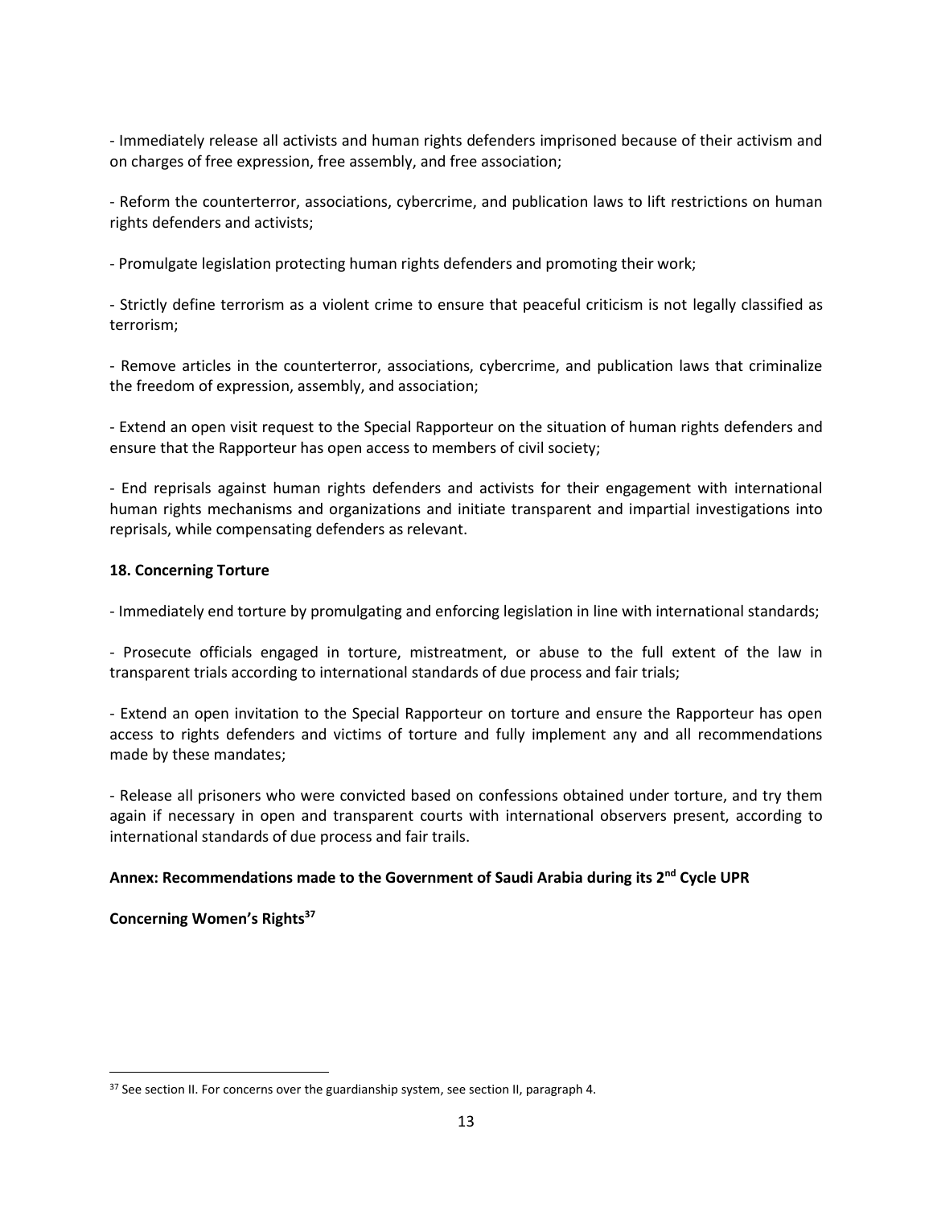- Immediately release all activists and human rights defenders imprisoned because of their activism and on charges of free expression, free assembly, and free association;

- Reform the counterterror, associations, cybercrime, and publication laws to lift restrictions on human rights defenders and activists;

- Promulgate legislation protecting human rights defenders and promoting their work;

- Strictly define terrorism as a violent crime to ensure that peaceful criticism is not legally classified as terrorism;

- Remove articles in the counterterror, associations, cybercrime, and publication laws that criminalize the freedom of expression, assembly, and association;

- Extend an open visit request to the Special Rapporteur on the situation of human rights defenders and ensure that the Rapporteur has open access to members of civil society;

- End reprisals against human rights defenders and activists for their engagement with international human rights mechanisms and organizations and initiate transparent and impartial investigations into reprisals, while compensating defenders as relevant.

**18. Concerning Torture**

- Immediately end torture by promulgating and enforcing legislation in line with international standards;

- Prosecute officials engaged in torture, mistreatment, or abuse to the full extent of the law in transparent trials according to international standards of due process and fair trials;

- Extend an open invitation to the Special Rapporteur on torture and ensure the Rapporteur has open access to rights defenders and victims of torture and fully implement any and all recommendations made by these mandates;

- Release all prisoners who were convicted based on confessions obtained under torture, and try them again if necessary in open and transparent courts with international observers present, according to international standards of due process and fair trails.

**Annex: Recommendations made to the Government of Saudi Arabia during its 2nd Cycle UPR**

**Concerning Women's Rights**[37]

[37] See section II. For concerns over the guardianship system, see section II, paragraph 4.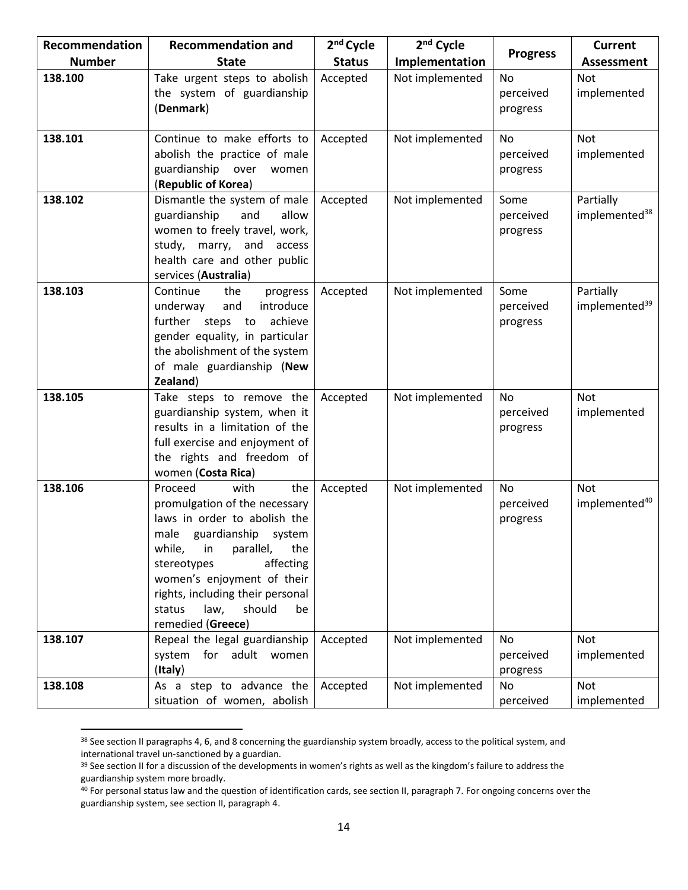| Recommendation Number | Recommendation and State | 2nd Cycle Status | 2nd Cycle Implementation | Progress | Current Assessment |
|---|---|---|---|---|---|
| **138.100** | Take urgent steps to abolish the system of guardianship (**Denmark**) | Accepted | Not implemented | No perceived progress | Not implemented |
| **138.101** | Continue to make efforts to abolish the practice of male guardianship over women (**Republic of Korea**) | Accepted | Not implemented | No perceived progress | Not implemented |
| **138.102** | Dismantle the system of male guardianship and allow women to freely travel, work, study, marry, and access health care and other public services (**Australia**) | Accepted | Not implemented | Some perceived progress | Partially implemented[38] |
| **138.103** | Continue the progress underway and introduce further steps to achieve gender equality, in particular the abolishment of the system of male guardianship (**New Zealand**) | Accepted | Not implemented | Some perceived progress | Partially implemented[39] |
| **138.105** | Take steps to remove the guardianship system, when it results in a limitation of the full exercise and enjoyment of the rights and freedom of women (**Costa Rica**) | Accepted | Not implemented | No perceived progress | Not implemented |
| **138.106** | Proceed with the promulgation of the necessary laws in order to abolish the male guardianship system while, in parallel, the stereotypes affecting women's enjoyment of their rights, including their personal status law, should be remedied (**Greece**) | Accepted | Not implemented | No perceived progress | Not implemented[40] |
| **138.107** | Repeal the legal guardianship system for adult women (**Italy**) | Accepted | Not implemented | No perceived progress | Not implemented |
| **138.108** | As a step to advance the situation of women, abolish | Accepted | Not implemented | No perceived | Not implemented |

[38] See section II paragraphs 4, 6, and 8 concerning the guardianship system broadly, access to the political system, and international travel un-sanctioned by a guardian.

[39] See section II for a discussion of the developments in women's rights as well as the kingdom's failure to address the guardianship system more broadly.

[40] For personal status law and the question of identification cards, see section II, paragraph 7. For ongoing concerns over the guardianship system, see section II, paragraph 4.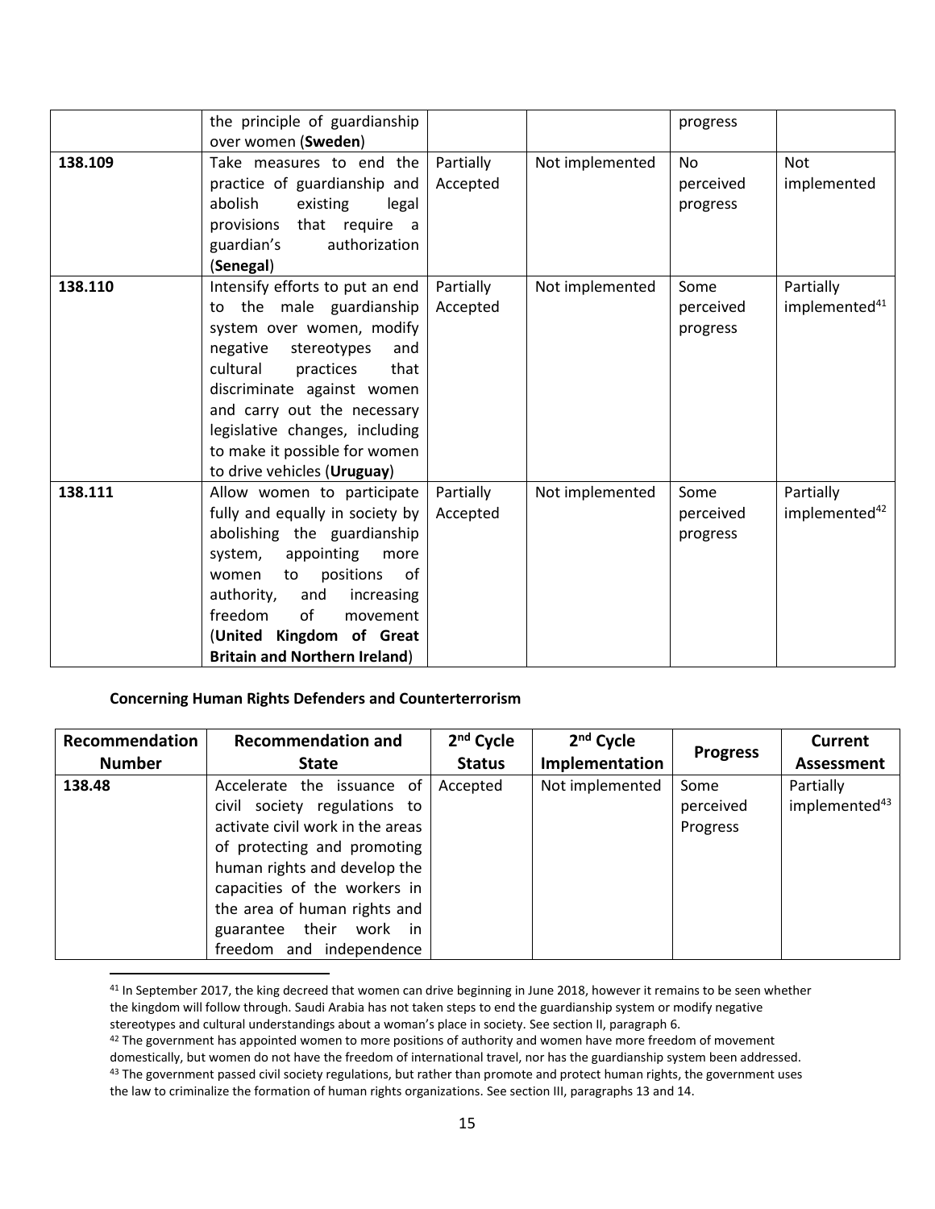| | | | | | |
|---|---|---|---|---|---|
| | the principle of guardianship over women (**Sweden**) | | | progress | |
| **138.109** | Take measures to end the practice of guardianship and abolish existing legal provisions that require a guardian's authorization (**Senegal**) | Partially Accepted | Not implemented | No perceived progress | Not implemented |
| **138.110** | Intensify efforts to put an end to the male guardianship system over women, modify negative stereotypes and cultural practices that discriminate against women and carry out the necessary legislative changes, including to make it possible for women to drive vehicles (**Uruguay**) | Partially Accepted | Not implemented | Some perceived progress | Partially implemented[41] |
| **138.111** | Allow women to participate fully and equally in society by abolishing the guardianship system, appointing more women to positions of authority, and increasing freedom of movement (**United Kingdom of Great Britain and Northern Ireland**) | Partially Accepted | Not implemented | Some perceived progress | Partially implemented[42] |

**Concerning Human Rights Defenders and Counterterrorism**

| Recommendation Number | Recommendation and State | 2nd Cycle Status | 2nd Cycle Implementation | Progress | Current Assessment |
|---|---|---|---|---|---|
| **138.48** | Accelerate the issuance of civil society regulations to activate civil work in the areas of protecting and promoting human rights and develop the capacities of the workers in the area of human rights and guarantee their work in freedom and independence | Accepted | Not implemented | Some perceived Progress | Partially implemented[43] |

[41] In September 2017, the king decreed that women can drive beginning in June 2018, however it remains to be seen whether the kingdom will follow through. Saudi Arabia has not taken steps to end the guardianship system or modify negative stereotypes and cultural understandings about a woman's place in society. See section II, paragraph 6.

[42] The government has appointed women to more positions of authority and women have more freedom of movement domestically, but women do not have the freedom of international travel, nor has the guardianship system been addressed.

[43] The government passed civil society regulations, but rather than promote and protect human rights, the government uses the law to criminalize the formation of human rights organizations. See section III, paragraphs 13 and 14.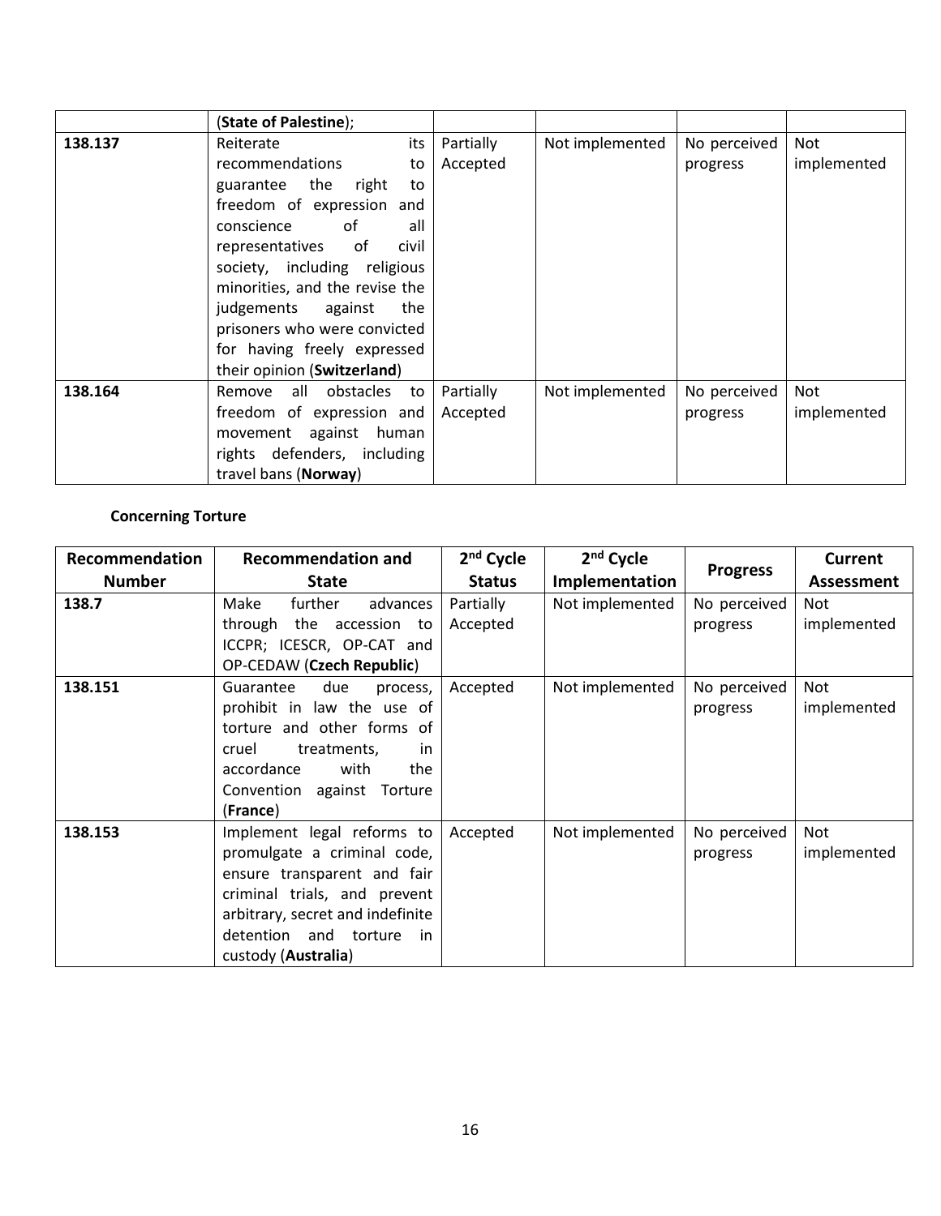| | | | | | |
|---|---|---|---|---|---|
| | (**State of Palestine**); | | | | |
| **138.137** | Reiterate its recommendations to guarantee the right to freedom of expression and conscience of all representatives of civil society, including religious minorities, and the revise the judgements against the prisoners who were convicted for having freely expressed their opinion (**Switzerland**) | Partially Accepted | Not implemented | No perceived progress | Not implemented |
| **138.164** | Remove all obstacles to freedom of expression and movement against human rights defenders, including travel bans (**Norway**) | Partially Accepted | Not implemented | No perceived progress | Not implemented |

**Concerning Torture**

| Recommendation Number | Recommendation and State | 2nd Cycle Status | 2nd Cycle Implementation | Progress | Current Assessment |
|---|---|---|---|---|---|
| **138.7** | Make further advances through the accession to ICCPR; ICESCR, OP-CAT and OP-CEDAW (**Czech Republic**) | Partially Accepted | Not implemented | No perceived progress | Not implemented |
| **138.151** | Guarantee due process, prohibit in law the use of torture and other forms of cruel treatments, in accordance with the Convention against Torture (**France**) | Accepted | Not implemented | No perceived progress | Not implemented |
| **138.153** | Implement legal reforms to promulgate a criminal code, ensure transparent and fair criminal trials, and prevent arbitrary, secret and indefinite detention and torture in custody (**Australia**) | Accepted | Not implemented | No perceived progress | Not implemented |